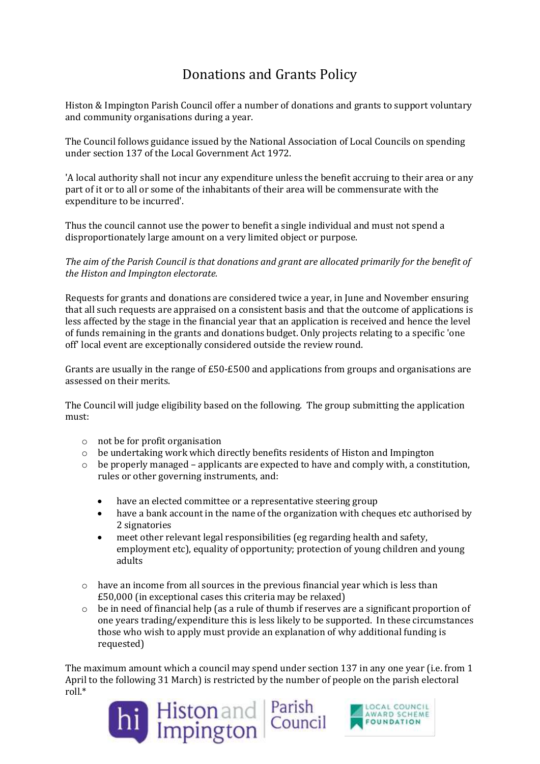# Donations and Grants Policy

Histon & Impington Parish Council offer a number of donations and grants to support voluntary and community organisations during a year.

The Council follows guidance issued by the National Association of Local Councils on spending under section 137 of the Local Government Act 1972.

'A local authority shall not incur any expenditure unless the benefit accruing to their area or any part of it or to all or some of the inhabitants of their area will be commensurate with the expenditure to be incurred'.

Thus the council cannot use the power to benefit a single individual and must not spend a disproportionately large amount on a very limited object or purpose.

*The aim of the Parish Council is that donations and grant are allocated primarily for the benefit of the Histon and Impington electorate.*

Requests for grants and donations are considered twice a year, in June and November ensuring that all such requests are appraised on a consistent basis and that the outcome of applications is less affected by the stage in the financial year that an application is received and hence the level of funds remaining in the grants and donations budget. Only projects relating to a specific 'one off' local event are exceptionally considered outside the review round.

Grants are usually in the range of £50-£500 and applications from groups and organisations are assessed on their merits.

The Council will judge eligibility based on the following. The group submitting the application must:

- not be for profit organisation
- be undertaking work which directly benefits residents of Histon and Impington
- be properly managed – applicants are expected to have and comply with, a constitution, rules or other governing instruments, and:
  - have an elected committee or a representative steering group
  - have a bank account in the name of the organization with cheques etc authorised by 2 signatories
  - meet other relevant legal responsibilities (eg regarding health and safety, employment etc), equality of opportunity; protection of young children and young adults
- have an income from all sources in the previous financial year which is less than £50,000 (in exceptional cases this criteria may be relaxed)
- be in need of financial help (as a rule of thumb if reserves are a significant proportion of one years trading/expenditure this is less likely to be supported. In these circumstances those who wish to apply must provide an explanation of why additional funding is requested)

The maximum amount which a council may spend under section 137 in any one year (i.e. from 1 April to the following 31 March) is restricted by the number of people on the parish electoral roll.*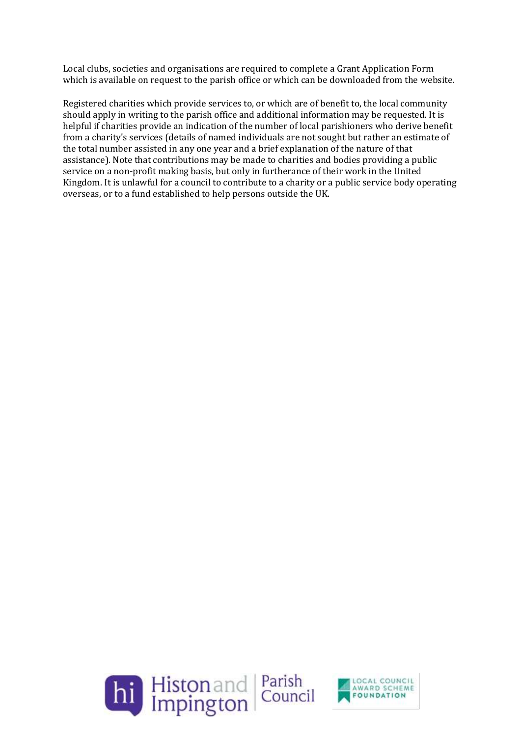Local clubs, societies and organisations are required to complete a Grant Application Form which is available on request to the parish office or which can be downloaded from the website.

Registered charities which provide services to, or which are of benefit to, the local community should apply in writing to the parish office and additional information may be requested. It is helpful if charities provide an indication of the number of local parishioners who derive benefit from a charity's services (details of named individuals are not sought but rather an estimate of the total number assisted in any one year and a brief explanation of the nature of that assistance). Note that contributions may be made to charities and bodies providing a public service on a non-profit making basis, but only in furtherance of their work in the United Kingdom. It is unlawful for a council to contribute to a charity or a public service body operating overseas, or to a fund established to help persons outside the UK.